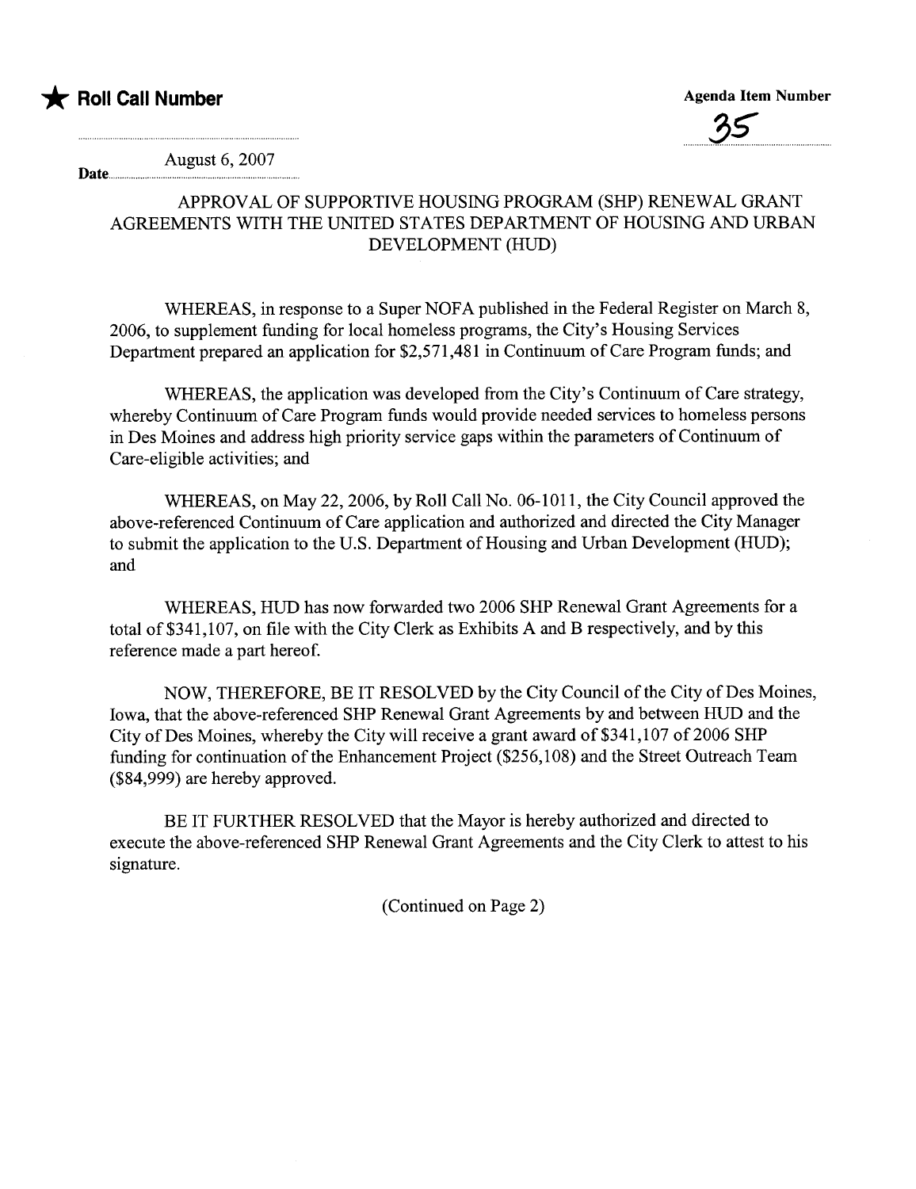★ **Roll Call Number**

**Agenda Item Number**

35

**Date** August 6, 2007

## APPROVAL OF SUPPORTIVE HOUSING PROGRAM (SHP) RENEWAL GRANT AGREEMENTS WITH THE UNITED STATES DEPARTMENT OF HOUSING AND URBAN DEVELOPMENT (HUD)

WHEREAS, in response to a Super NOFA published in the Federal Register on March 8, 2006, to supplement funding for local homeless programs, the City's Housing Services Department prepared an application for $2,571,481 in Continuum of Care Program funds; and

WHEREAS, the application was developed from the City's Continuum of Care strategy, whereby Continuum of Care Program funds would provide needed services to homeless persons in Des Moines and address high priority service gaps within the parameters of Continuum of Care-eligible activities; and

WHEREAS, on May 22, 2006, by Roll Call No. 06-1011, the City Council approved the above-referenced Continuum of Care application and authorized and directed the City Manager to submit the application to the U.S. Department of Housing and Urban Development (HUD); and

WHEREAS, HUD has now forwarded two 2006 SHP Renewal Grant Agreements for a total of $341,107, on file with the City Clerk as Exhibits A and B respectively, and by this reference made a part hereof.

NOW, THEREFORE, BE IT RESOLVED by the City Council of the City of Des Moines, Iowa, that the above-referenced SHP Renewal Grant Agreements by and between HUD and the City of Des Moines, whereby the City will receive a grant award of $341,107 of 2006 SHP funding for continuation of the Enhancement Project ($256,108) and the Street Outreach Team ($84,999) are hereby approved.

BE IT FURTHER RESOLVED that the Mayor is hereby authorized and directed to execute the above-referenced SHP Renewal Grant Agreements and the City Clerk to attest to his signature.

(Continued on Page 2)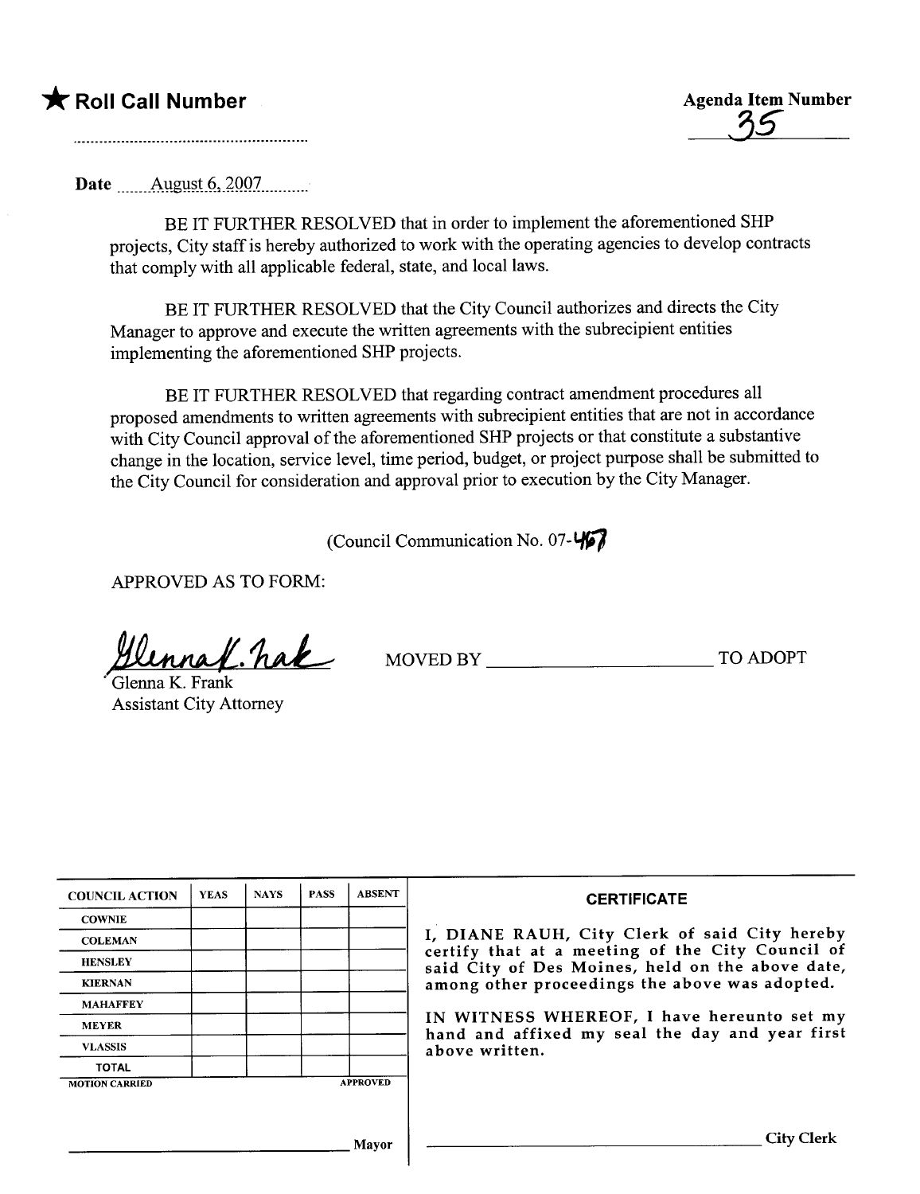★ **Roll Call Number**

**Agenda Item Number**
35

Date August 6, 2007

BE IT FURTHER RESOLVED that in order to implement the aforementioned SHP projects, City staff is hereby authorized to work with the operating agencies to develop contracts that comply with all applicable federal, state, and local laws.

BE IT FURTHER RESOLVED that the City Council authorizes and directs the City Manager to approve and execute the written agreements with the subrecipient entities implementing the aforementioned SHP projects.

BE IT FURTHER RESOLVED that regarding contract amendment procedures all proposed amendments to written agreements with subrecipient entities that are not in accordance with City Council approval of the aforementioned SHP projects or that constitute a substantive change in the location, service level, time period, budget, or project purpose shall be submitted to the City Council for consideration and approval prior to execution by the City Manager.

(Council Communication No. 07-467)

APPROVED AS TO FORM:

Glenna K. Frank
Glenna K. Frank
Assistant City Attorney

MOVED BY ________________________ TO ADOPT

| COUNCIL ACTION | YEAS | NAYS | PASS | ABSENT |
|---|---|---|---|---|
| COWNIE | | | | |
| COLEMAN | | | | |
| HENSLEY | | | | |
| KIERNAN | | | | |
| MAHAFFEY | | | | |
| MEYER | | | | |
| VLASSIS | | | | |
| TOTAL | | | | |
| MOTION CARRIED | | | | APPROVED |

________________________ Mayor

**CERTIFICATE**

I, DIANE RAUH, City Clerk of said City hereby certify that at a meeting of the City Council of said City of Des Moines, held on the above date, among other proceedings the above was adopted.

IN WITNESS WHEREOF, I have hereunto set my hand and affixed my seal the day and year first above written.

________________________ City Clerk